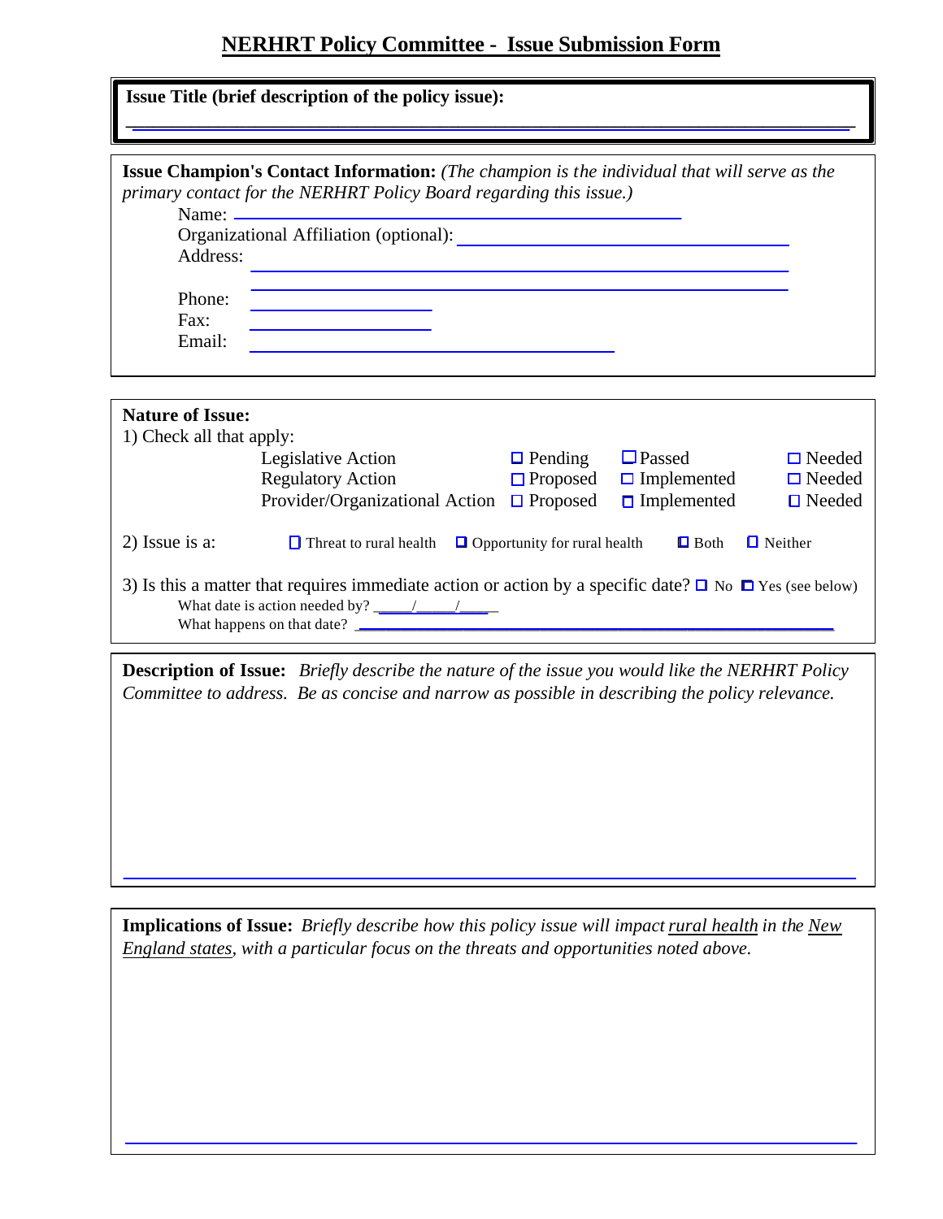# NERHRT Policy Committee - Issue Submission Form

**Issue Title (brief description of the policy issue):**

______________________________________________________________

**Issue Champion's Contact Information:** *(The champion is the individual that will serve as the primary contact for the NERHRT Policy Board regarding this issue.)*

Name: ______________________________

Organizational Affiliation (optional): ______________________________

Address: ______________________________

______________________________

Phone: ______________

Fax: ______________

Email: ______________________________

**Nature of Issue:**

1) Check all that apply:

| | | | |
|---|---|---|---|
| Legislative Action | ☐ Pending | ☐ Passed | ☐ Needed |
| Regulatory Action | ☐ Proposed | ☐ Implemented | ☐ Needed |
| Provider/Organizational Action | ☐ Proposed | ☐ Implemented | ☐ Needed |

2) Issue is a: ☐ Threat to rural health ☐ Opportunity for rural health ☐ Both ☐ Neither

3) Is this a matter that requires immediate action or action by a specific date? ☐ No ☐ Yes (see below)

What date is action needed by? _____/_____/_____

What happens on that date? ______________________________

**Description of Issue:** *Briefly describe the nature of the issue you would like the NERHRT Policy Committee to address. Be as concise and narrow as possible in describing the policy relevance.*

______________________________________________________________

**Implications of Issue:** *Briefly describe how this policy issue will impact rural health in the New England states, with a particular focus on the threats and opportunities noted above.*

______________________________________________________________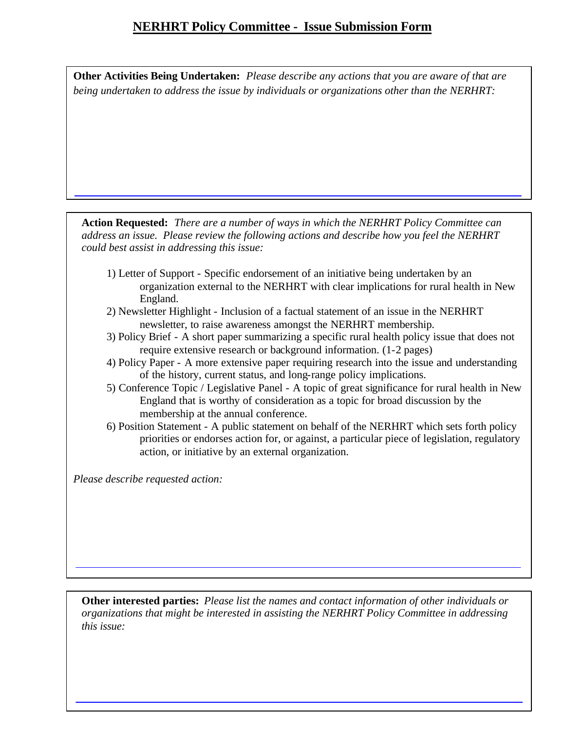## NERHRT Policy Committee - Issue Submission Form

**Other Activities Being Undertaken:** *Please describe any actions that you are aware of that are being undertaken to address the issue by individuals or organizations other than the NERHRT:*

**Action Requested:** *There are a number of ways in which the NERHRT Policy Committee can address an issue. Please review the following actions and describe how you feel the NERHRT could best assist in addressing this issue:*

1) Letter of Support - Specific endorsement of an initiative being undertaken by an organization external to the NERHRT with clear implications for rural health in New England.
2) Newsletter Highlight - Inclusion of a factual statement of an issue in the NERHRT newsletter, to raise awareness amongst the NERHRT membership.
3) Policy Brief - A short paper summarizing a specific rural health policy issue that does not require extensive research or background information. (1-2 pages)
4) Policy Paper - A more extensive paper requiring research into the issue and understanding of the history, current status, and long-range policy implications.
5) Conference Topic / Legislative Panel - A topic of great significance for rural health in New England that is worthy of consideration as a topic for broad discussion by the membership at the annual conference.
6) Position Statement - A public statement on behalf of the NERHRT which sets forth policy priorities or endorses action for, or against, a particular piece of legislation, regulatory action, or initiative by an external organization.

*Please describe requested action:*

**Other interested parties:** *Please list the names and contact information of other individuals or organizations that might be interested in assisting the NERHRT Policy Committee in addressing this issue:*